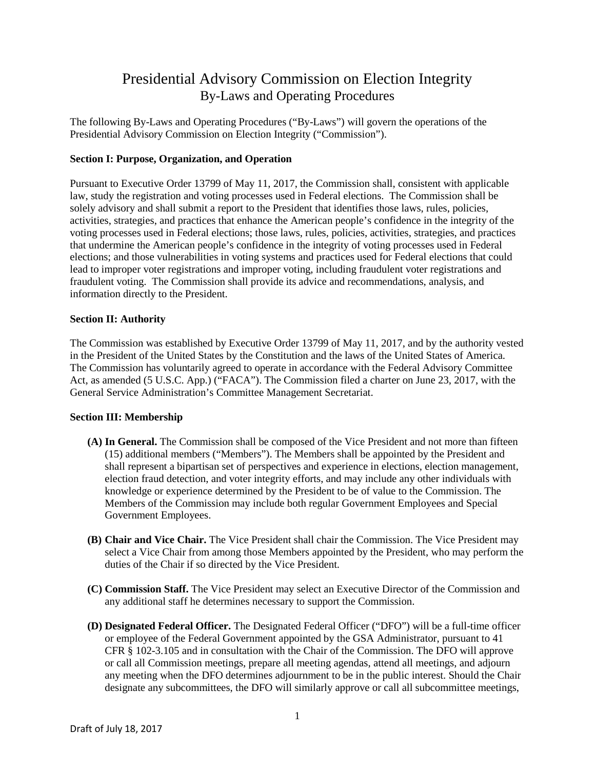# Presidential Advisory Commission on Election Integrity
## By-Laws and Operating Procedures

The following By-Laws and Operating Procedures ("By-Laws") will govern the operations of the Presidential Advisory Commission on Election Integrity ("Commission").

**Section I: Purpose, Organization, and Operation**

Pursuant to Executive Order 13799 of May 11, 2017, the Commission shall, consistent with applicable law, study the registration and voting processes used in Federal elections. The Commission shall be solely advisory and shall submit a report to the President that identifies those laws, rules, policies, activities, strategies, and practices that enhance the American people's confidence in the integrity of the voting processes used in Federal elections; those laws, rules, policies, activities, strategies, and practices that undermine the American people's confidence in the integrity of voting processes used in Federal elections; and those vulnerabilities in voting systems and practices used for Federal elections that could lead to improper voter registrations and improper voting, including fraudulent voter registrations and fraudulent voting. The Commission shall provide its advice and recommendations, analysis, and information directly to the President.

**Section II: Authority**

The Commission was established by Executive Order 13799 of May 11, 2017, and by the authority vested in the President of the United States by the Constitution and the laws of the United States of America. The Commission has voluntarily agreed to operate in accordance with the Federal Advisory Committee Act, as amended (5 U.S.C. App.) ("FACA"). The Commission filed a charter on June 23, 2017, with the General Service Administration's Committee Management Secretariat.

**Section III: Membership**

**(A) In General.** The Commission shall be composed of the Vice President and not more than fifteen (15) additional members ("Members"). The Members shall be appointed by the President and shall represent a bipartisan set of perspectives and experience in elections, election management, election fraud detection, and voter integrity efforts, and may include any other individuals with knowledge or experience determined by the President to be of value to the Commission. The Members of the Commission may include both regular Government Employees and Special Government Employees.

**(B) Chair and Vice Chair.** The Vice President shall chair the Commission. The Vice President may select a Vice Chair from among those Members appointed by the President, who may perform the duties of the Chair if so directed by the Vice President.

**(C) Commission Staff.** The Vice President may select an Executive Director of the Commission and any additional staff he determines necessary to support the Commission.

**(D) Designated Federal Officer.** The Designated Federal Officer ("DFO") will be a full-time officer or employee of the Federal Government appointed by the GSA Administrator, pursuant to 41 CFR § 102-3.105 and in consultation with the Chair of the Commission. The DFO will approve or call all Commission meetings, prepare all meeting agendas, attend all meetings, and adjourn any meeting when the DFO determines adjournment to be in the public interest. Should the Chair designate any subcommittees, the DFO will similarly approve or call all subcommittee meetings,

Draft of July 18, 2017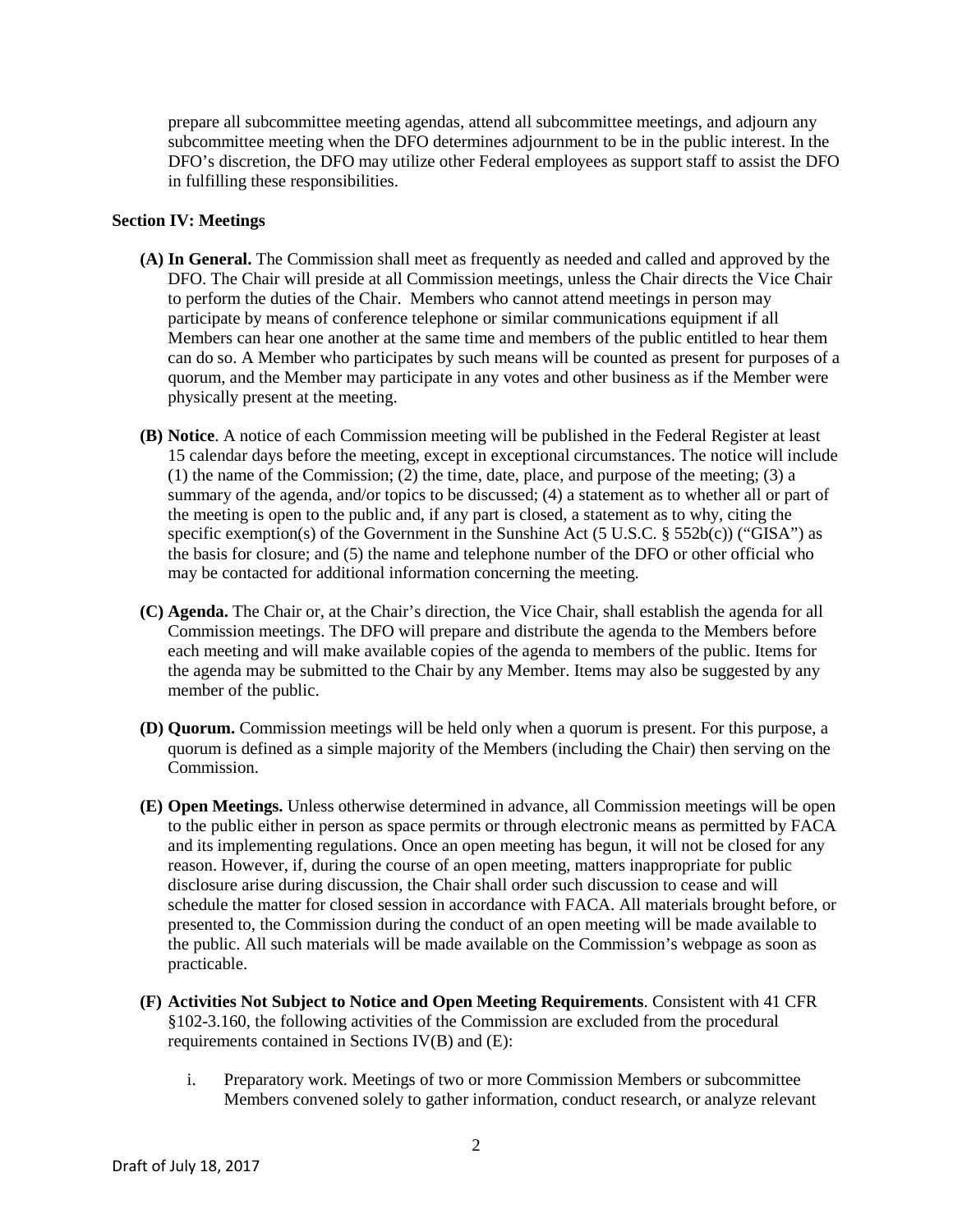prepare all subcommittee meeting agendas, attend all subcommittee meetings, and adjourn any subcommittee meeting when the DFO determines adjournment to be in the public interest. In the DFO's discretion, the DFO may utilize other Federal employees as support staff to assist the DFO in fulfilling these responsibilities.

**Section IV: Meetings**

**(A) In General.** The Commission shall meet as frequently as needed and called and approved by the DFO. The Chair will preside at all Commission meetings, unless the Chair directs the Vice Chair to perform the duties of the Chair. Members who cannot attend meetings in person may participate by means of conference telephone or similar communications equipment if all Members can hear one another at the same time and members of the public entitled to hear them can do so. A Member who participates by such means will be counted as present for purposes of a quorum, and the Member may participate in any votes and other business as if the Member were physically present at the meeting.

**(B) Notice**. A notice of each Commission meeting will be published in the Federal Register at least 15 calendar days before the meeting, except in exceptional circumstances. The notice will include (1) the name of the Commission; (2) the time, date, place, and purpose of the meeting; (3) a summary of the agenda, and/or topics to be discussed; (4) a statement as to whether all or part of the meeting is open to the public and, if any part is closed, a statement as to why, citing the specific exemption(s) of the Government in the Sunshine Act (5 U.S.C. § 552b(c)) ("GISA") as the basis for closure; and (5) the name and telephone number of the DFO or other official who may be contacted for additional information concerning the meeting.

**(C) Agenda.** The Chair or, at the Chair's direction, the Vice Chair, shall establish the agenda for all Commission meetings. The DFO will prepare and distribute the agenda to the Members before each meeting and will make available copies of the agenda to members of the public. Items for the agenda may be submitted to the Chair by any Member. Items may also be suggested by any member of the public.

**(D) Quorum.** Commission meetings will be held only when a quorum is present. For this purpose, a quorum is defined as a simple majority of the Members (including the Chair) then serving on the Commission.

**(E) Open Meetings.** Unless otherwise determined in advance, all Commission meetings will be open to the public either in person as space permits or through electronic means as permitted by FACA and its implementing regulations. Once an open meeting has begun, it will not be closed for any reason. However, if, during the course of an open meeting, matters inappropriate for public disclosure arise during discussion, the Chair shall order such discussion to cease and will schedule the matter for closed session in accordance with FACA. All materials brought before, or presented to, the Commission during the conduct of an open meeting will be made available to the public. All such materials will be made available on the Commission's webpage as soon as practicable.

**(F) Activities Not Subject to Notice and Open Meeting Requirements**. Consistent with 41 CFR §102-3.160, the following activities of the Commission are excluded from the procedural requirements contained in Sections IV(B) and (E):

i. Preparatory work. Meetings of two or more Commission Members or subcommittee Members convened solely to gather information, conduct research, or analyze relevant

Draft of July 18, 2017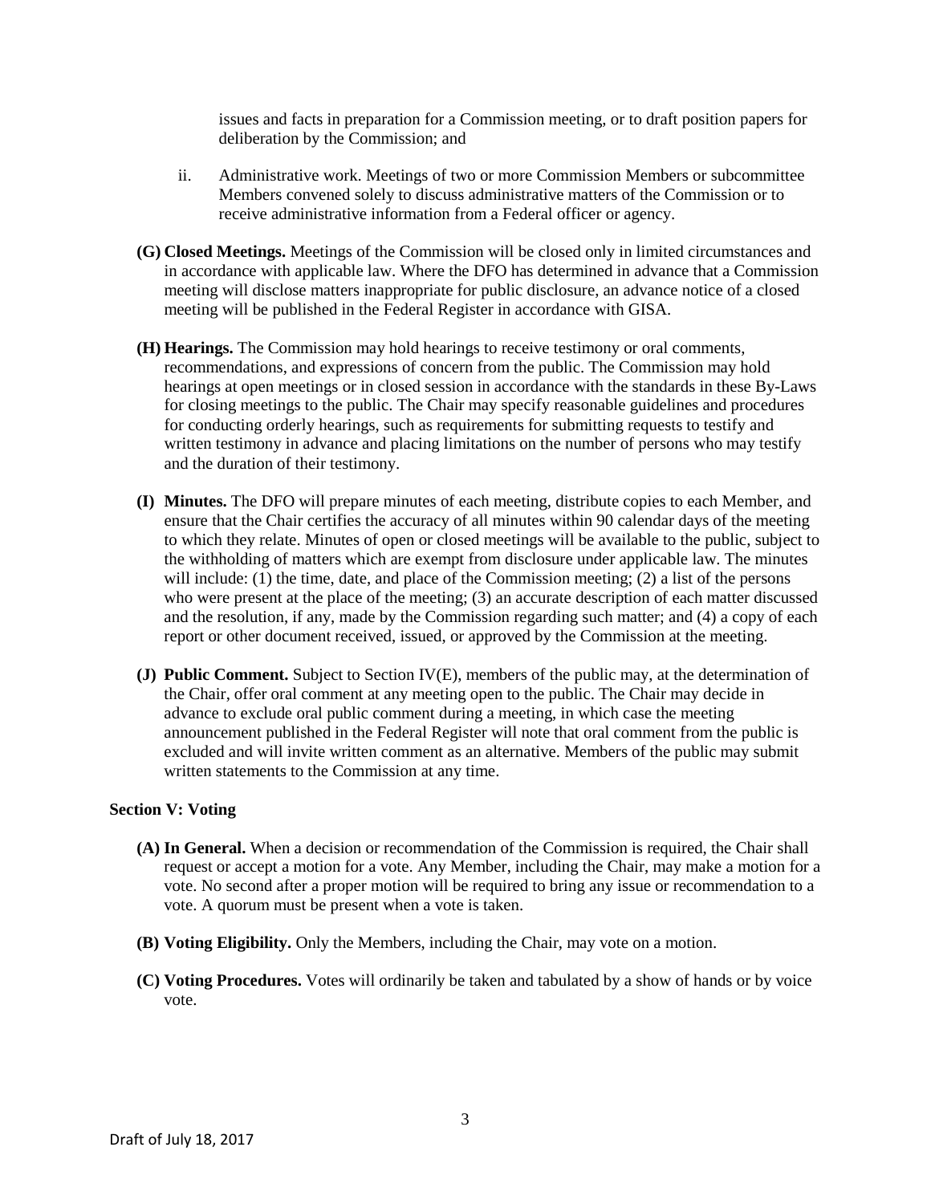issues and facts in preparation for a Commission meeting, or to draft position papers for deliberation by the Commission; and

ii. Administrative work. Meetings of two or more Commission Members or subcommittee Members convened solely to discuss administrative matters of the Commission or to receive administrative information from a Federal officer or agency.

**(G) Closed Meetings.** Meetings of the Commission will be closed only in limited circumstances and in accordance with applicable law. Where the DFO has determined in advance that a Commission meeting will disclose matters inappropriate for public disclosure, an advance notice of a closed meeting will be published in the Federal Register in accordance with GISA.

**(H) Hearings.** The Commission may hold hearings to receive testimony or oral comments, recommendations, and expressions of concern from the public. The Commission may hold hearings at open meetings or in closed session in accordance with the standards in these By-Laws for closing meetings to the public. The Chair may specify reasonable guidelines and procedures for conducting orderly hearings, such as requirements for submitting requests to testify and written testimony in advance and placing limitations on the number of persons who may testify and the duration of their testimony.

**(I) Minutes.** The DFO will prepare minutes of each meeting, distribute copies to each Member, and ensure that the Chair certifies the accuracy of all minutes within 90 calendar days of the meeting to which they relate. Minutes of open or closed meetings will be available to the public, subject to the withholding of matters which are exempt from disclosure under applicable law. The minutes will include: (1) the time, date, and place of the Commission meeting; (2) a list of the persons who were present at the place of the meeting; (3) an accurate description of each matter discussed and the resolution, if any, made by the Commission regarding such matter; and (4) a copy of each report or other document received, issued, or approved by the Commission at the meeting.

**(J) Public Comment.** Subject to Section IV(E), members of the public may, at the determination of the Chair, offer oral comment at any meeting open to the public. The Chair may decide in advance to exclude oral public comment during a meeting, in which case the meeting announcement published in the Federal Register will note that oral comment from the public is excluded and will invite written comment as an alternative. Members of the public may submit written statements to the Commission at any time.

**Section V: Voting**

**(A) In General.** When a decision or recommendation of the Commission is required, the Chair shall request or accept a motion for a vote. Any Member, including the Chair, may make a motion for a vote. No second after a proper motion will be required to bring any issue or recommendation to a vote. A quorum must be present when a vote is taken.

**(B) Voting Eligibility.** Only the Members, including the Chair, may vote on a motion.

**(C) Voting Procedures.** Votes will ordinarily be taken and tabulated by a show of hands or by voice vote.

Draft of July 18, 2017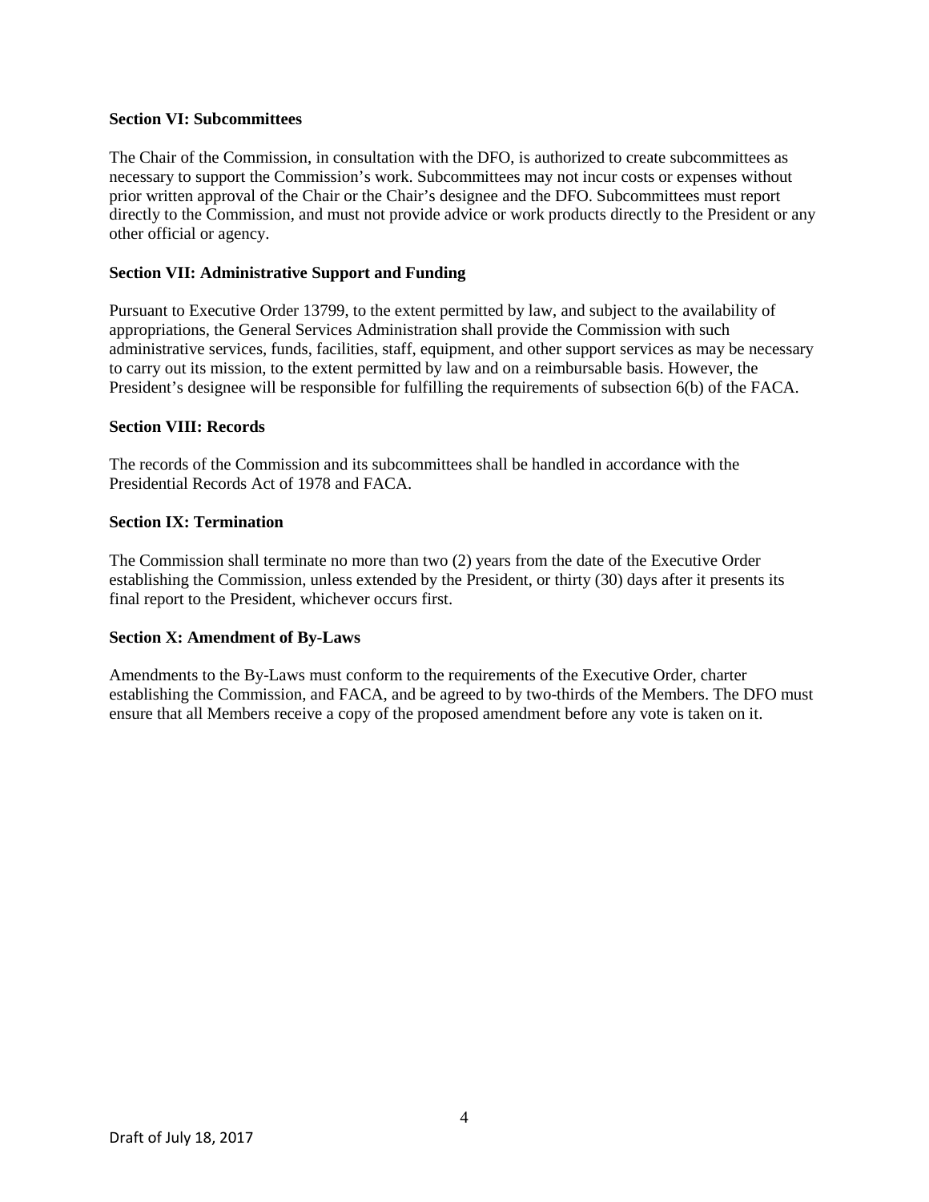**Section VI: Subcommittees**

The Chair of the Commission, in consultation with the DFO, is authorized to create subcommittees as necessary to support the Commission's work. Subcommittees may not incur costs or expenses without prior written approval of the Chair or the Chair's designee and the DFO. Subcommittees must report directly to the Commission, and must not provide advice or work products directly to the President or any other official or agency.

**Section VII: Administrative Support and Funding**

Pursuant to Executive Order 13799, to the extent permitted by law, and subject to the availability of appropriations, the General Services Administration shall provide the Commission with such administrative services, funds, facilities, staff, equipment, and other support services as may be necessary to carry out its mission, to the extent permitted by law and on a reimbursable basis. However, the President's designee will be responsible for fulfilling the requirements of subsection 6(b) of the FACA.

**Section VIII: Records**

The records of the Commission and its subcommittees shall be handled in accordance with the Presidential Records Act of 1978 and FACA.

**Section IX: Termination**

The Commission shall terminate no more than two (2) years from the date of the Executive Order establishing the Commission, unless extended by the President, or thirty (30) days after it presents its final report to the President, whichever occurs first.

**Section X: Amendment of By-Laws**

Amendments to the By-Laws must conform to the requirements of the Executive Order, charter establishing the Commission, and FACA, and be agreed to by two-thirds of the Members. The DFO must ensure that all Members receive a copy of the proposed amendment before any vote is taken on it.

Draft of July 18, 2017